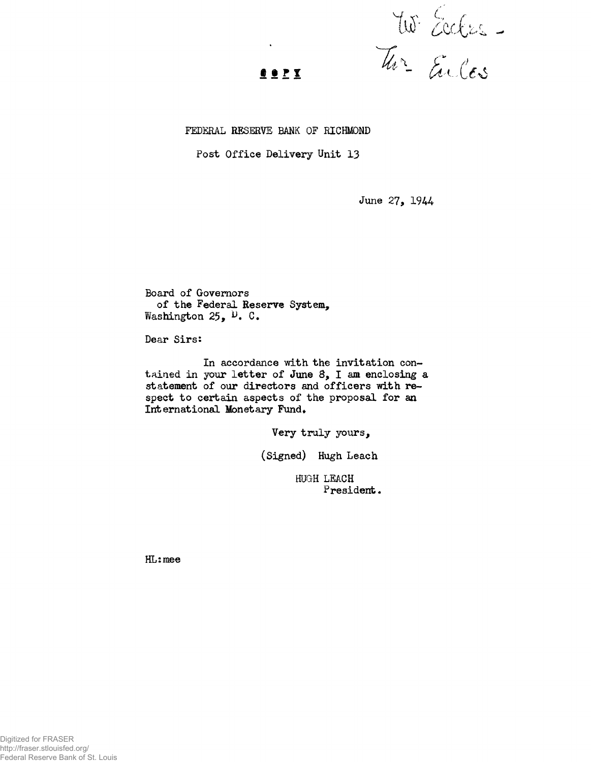Mr. Eccles -
Mr. Eccles

**COPY**

FEDERAL RESERVE BANK OF RICHMOND

Post Office Delivery Unit 13

June 27, 1944

Board of Governors
of the Federal Reserve System,
Washington 25, D. C.

Dear Sirs:

In accordance with the invitation contained in your letter of June 8, I am enclosing a statement of our directors and officers with respect to certain aspects of the proposal for an International Monetary Fund.

Very truly yours,

(Signed) Hugh Leach

HUGH LEACH
President.

HL:mee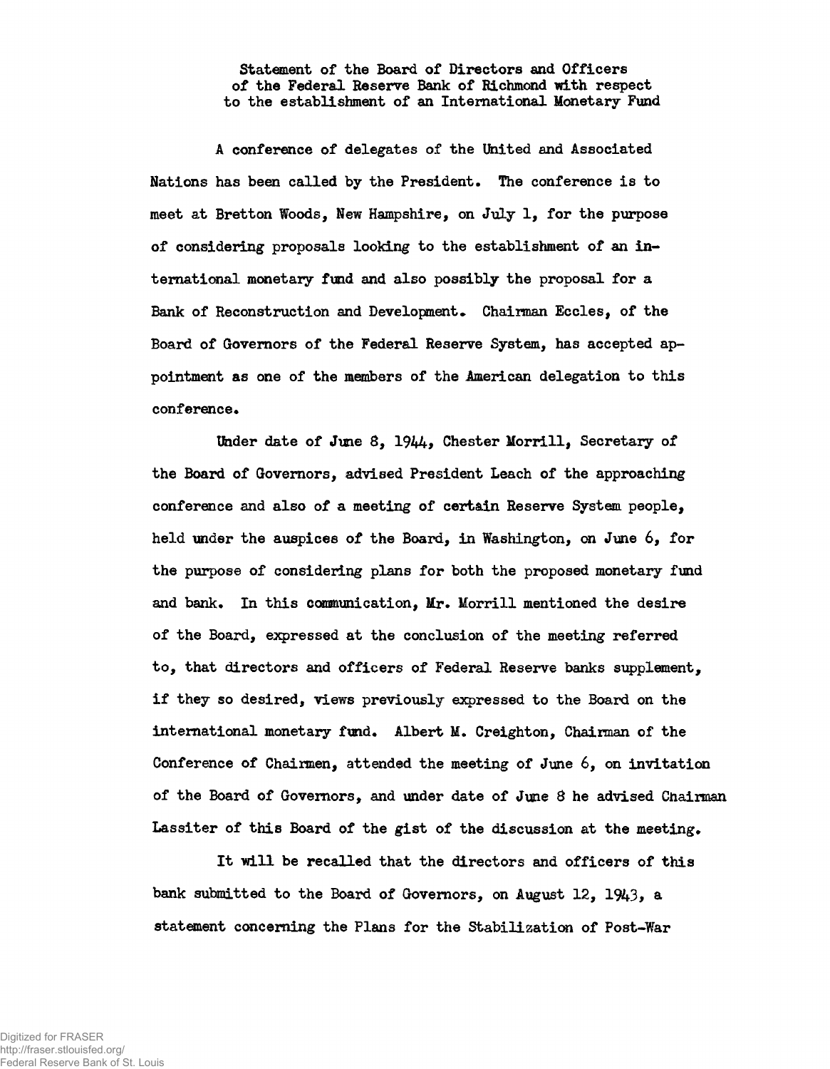Statement of the Board of Directors and Officers of the Federal Reserve Bank of Richmond with respect to the establishment of an International Monetary Fund

A conference of delegates of the United and Associated Nations has been called by the President. The conference is to meet at Bretton Woods, New Hampshire, on July 1, for the purpose of considering proposals looking to the establishment of an international monetary fund and also possibly the proposal for a Bank of Reconstruction and Development. Chairman Eccles, of the Board of Governors of the Federal Reserve System, has accepted appointment as one of the members of the American delegation to this conference.

Under date of June 8, 1944, Chester Morrill, Secretary of the Board of Governors, advised President Leach of the approaching conference and also of a meeting of certain Reserve System people, held under the auspices of the Board, in Washington, on June 6, for the purpose of considering plans for both the proposed monetary fund and bank. In this communication, Mr. Morrill mentioned the desire of the Board, expressed at the conclusion of the meeting referred to, that directors and officers of Federal Reserve banks supplement, if they so desired, views previously expressed to the Board on the international monetary fund. Albert M. Creighton, Chairman of the Conference of Chairmen, attended the meeting of June 6, on invitation of the Board of Governors, and under date of June 8 he advised Chairman Lassiter of this Board of the gist of the discussion at the meeting.

It will be recalled that the directors and officers of this bank submitted to the Board of Governors, on August 12, 1943, a statement concerning the Plans for the Stabilization of Post-War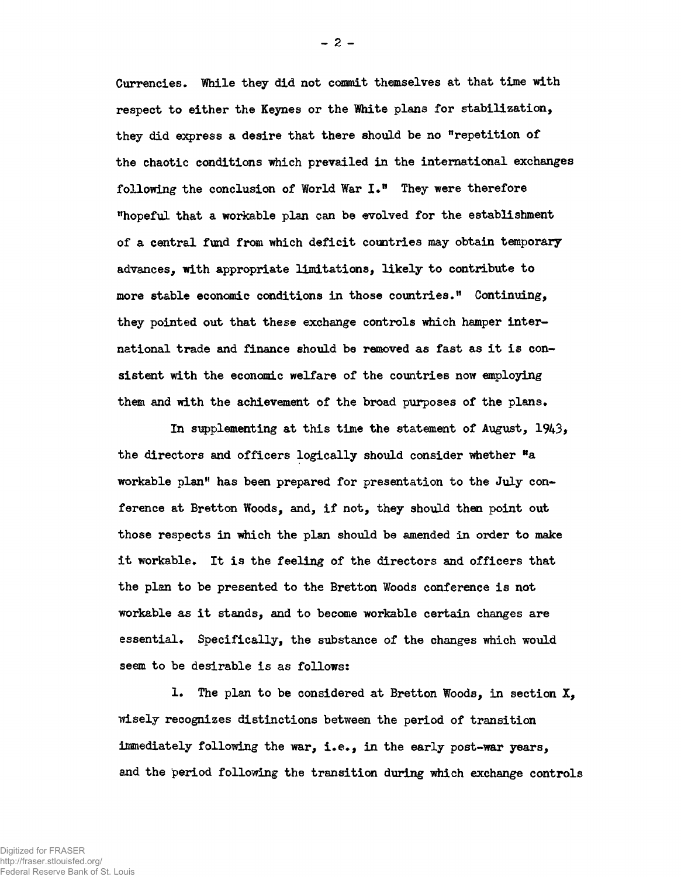Currencies. While they did not commit themselves at that time with respect to either the Keynes or the White plans for stabilization, they did express a desire that there should be no "repetition of the chaotic conditions which prevailed in the international exchanges following the conclusion of World War I." They were therefore "hopeful that a workable plan can be evolved for the establishment of a central fund from which deficit countries may obtain temporary advances, with appropriate limitations, likely to contribute to more stable economic conditions in those countries." Continuing, they pointed out that these exchange controls which hamper international trade and finance should be removed as fast as it is consistent with the economic welfare of the countries now employing them and with the achievement of the broad purposes of the plans.

In supplementing at this time the statement of August, 1943, the directors and officers logically should consider whether "a workable plan" has been prepared for presentation to the July conference at Bretton Woods, and, if not, they should then point out those respects in which the plan should be amended in order to make it workable. It is the feeling of the directors and officers that the plan to be presented to the Bretton Woods conference is not workable as it stands, and to become workable certain changes are essential. Specifically, the substance of the changes which would seem to be desirable is as follows:

1. The plan to be considered at Bretton Woods, in section X, wisely recognizes distinctions between the period of transition immediately following the war, i.e., in the early post-war years, and the period following the transition during which exchange controls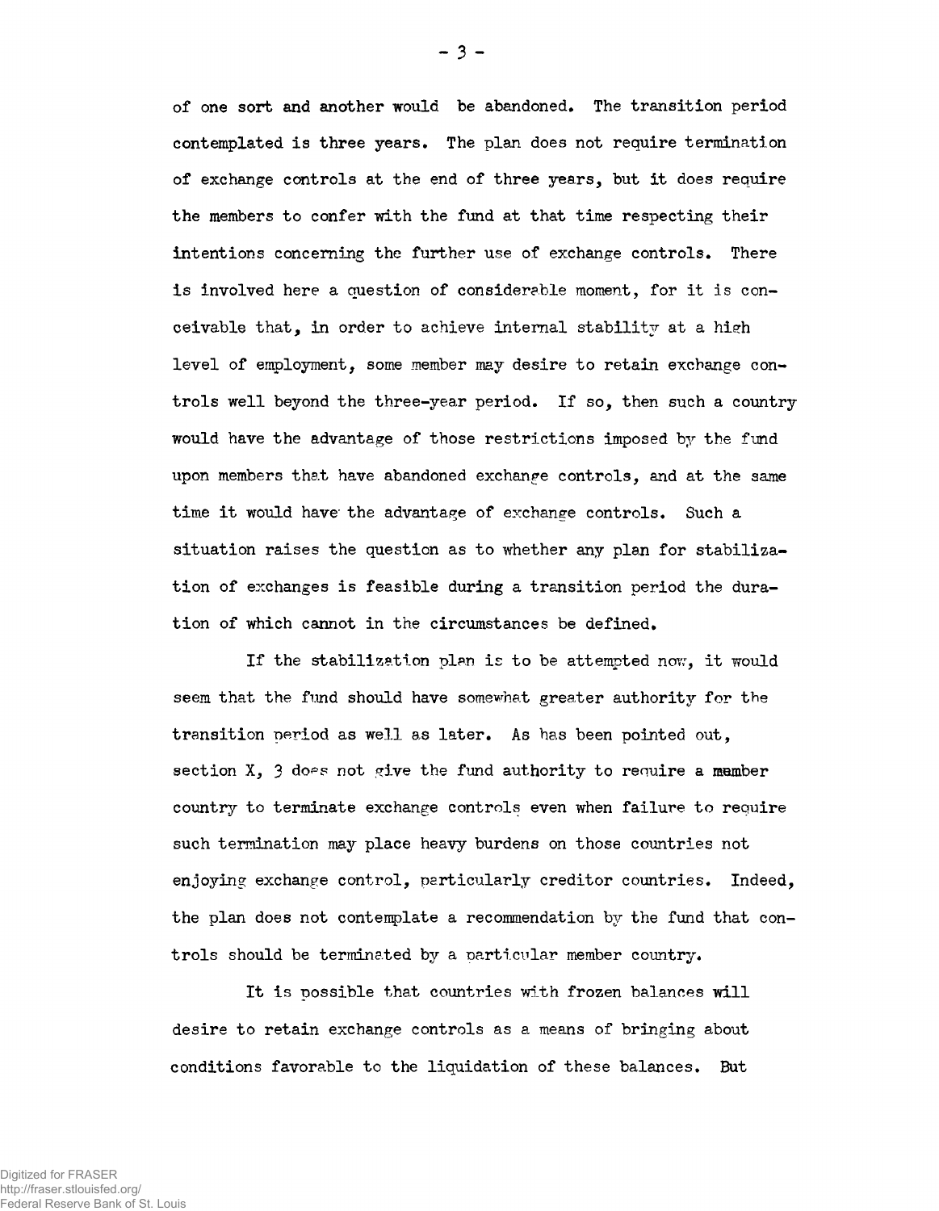of one sort and another would be abandoned. The transition period contemplated is three years. The plan does not require termination of exchange controls at the end of three years, but it does require the members to confer with the fund at that time respecting their intentions concerning the further use of exchange controls. There is involved here a question of considerable moment, for it is conceivable that, in order to achieve internal stability at a high level of employment, some member may desire to retain exchange controls well beyond the three-year period. If so, then such a country would have the advantage of those restrictions imposed by the fund upon members that have abandoned exchange controls, and at the same time it would have the advantage of exchange controls. Such a situation raises the question as to whether any plan for stabilization of exchanges is feasible during a transition period the duration of which cannot in the circumstances be defined.

If the stabilization plan is to be attempted now, it would seem that the fund should have somewhat greater authority for the transition period as well as later. As has been pointed out, section X, 3 does not give the fund authority to require a member country to terminate exchange controls even when failure to require such termination may place heavy burdens on those countries not enjoying exchange control, particularly creditor countries. Indeed, the plan does not contemplate a recommendation by the fund that controls should be terminated by a particular member country.

It is possible that countries with frozen balances will desire to retain exchange controls as a means of bringing about conditions favorable to the liquidation of these balances. But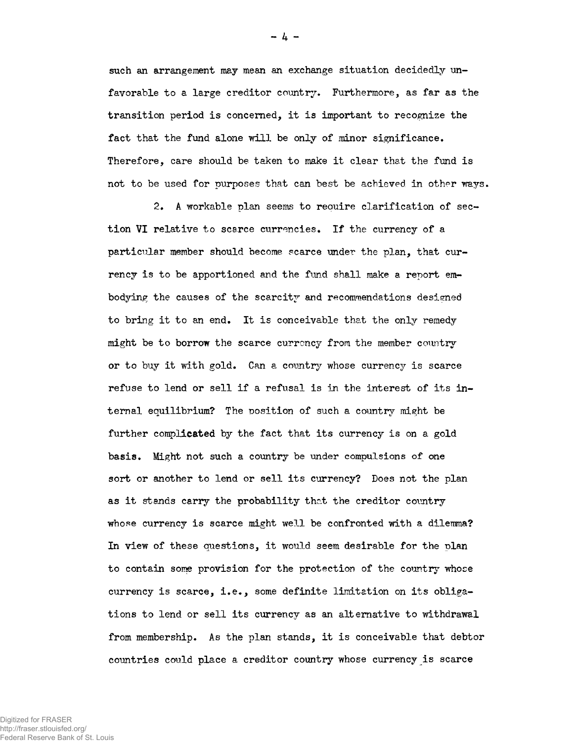such an arrangement may mean an exchange situation decidedly unfavorable to a large creditor country. Furthermore, as far as the transition period is concerned, it is important to recognize the fact that the fund alone will be only of minor significance. Therefore, care should be taken to make it clear that the fund is not to be used for purposes that can best be achieved in other ways.

2. A workable plan seems to require clarification of section VI relative to scarce currencies. If the currency of a particular member should become scarce under the plan, that currency is to be apportioned and the fund shall make a report embodying the causes of the scarcity and recommendations designed to bring it to an end. It is conceivable that the only remedy might be to borrow the scarce currency from the member country or to buy it with gold. Can a country whose currency is scarce refuse to lend or sell if a refusal is in the interest of its internal equilibrium? The position of such a country might be further complicated by the fact that its currency is on a gold basis. Might not such a country be under compulsions of one sort or another to lend or sell its currency? Does not the plan as it stands carry the probability that the creditor country whose currency is scarce might well be confronted with a dilemma? In view of these questions, it would seem desirable for the plan to contain some provision for the protection of the country whose currency is scarce, i.e., some definite limitation on its obligations to lend or sell its currency as an alternative to withdrawal from membership. As the plan stands, it is conceivable that debtor countries could place a creditor country whose currency is scarce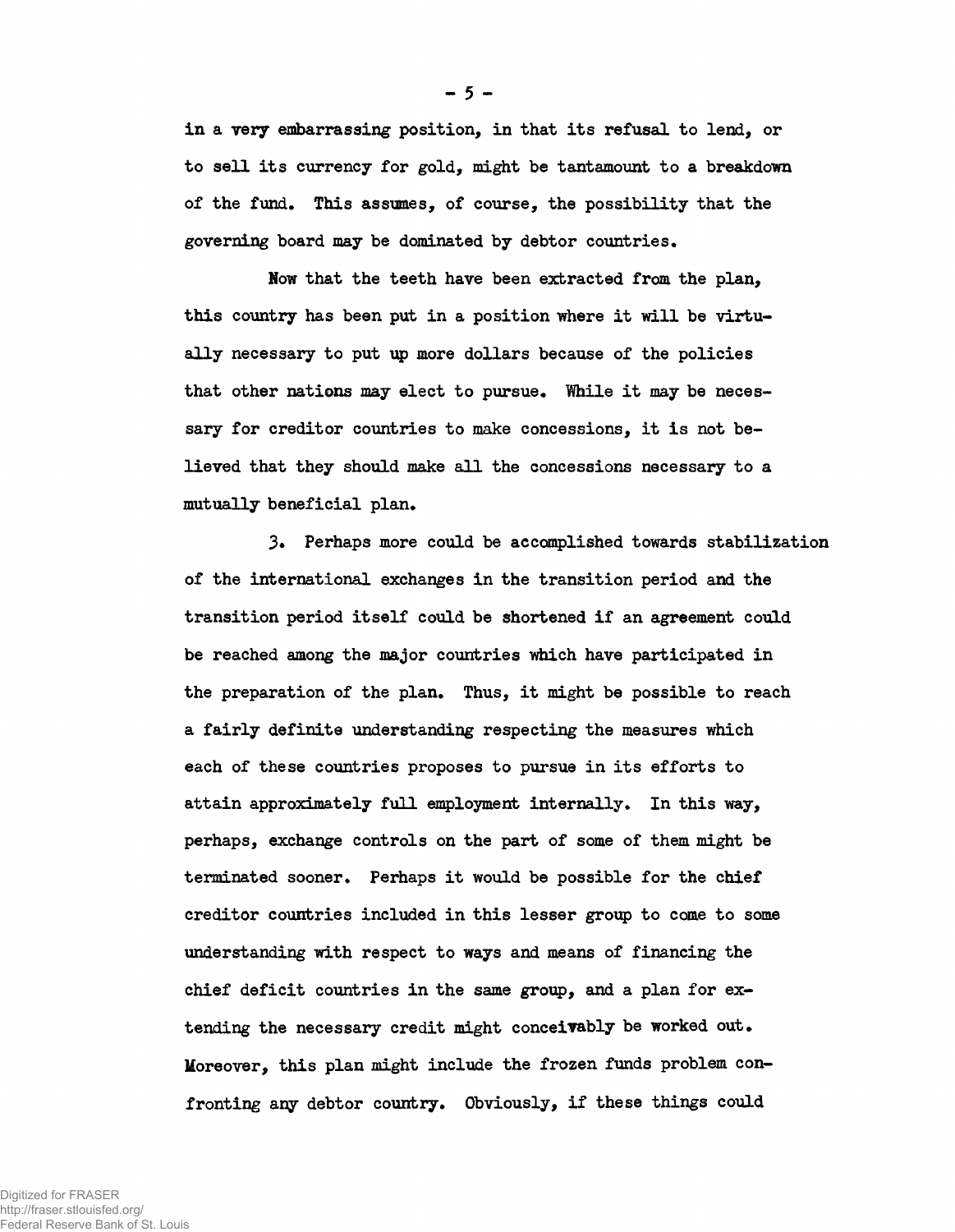in a very embarrassing position, in that its refusal to lend, or to sell its currency for gold, might be tantamount to a breakdown of the fund. This assumes, of course, the possibility that the governing board may be dominated by debtor countries.

Now that the teeth have been extracted from the plan, this country has been put in a position where it will be virtually necessary to put up more dollars because of the policies that other nations may elect to pursue. While it may be necessary for creditor countries to make concessions, it is not believed that they should make all the concessions necessary to a mutually beneficial plan.

3. Perhaps more could be accomplished towards stabilization of the international exchanges in the transition period and the transition period itself could be shortened if an agreement could be reached among the major countries which have participated in the preparation of the plan. Thus, it might be possible to reach a fairly definite understanding respecting the measures which each of these countries proposes to pursue in its efforts to attain approximately full employment internally. In this way, perhaps, exchange controls on the part of some of them might be terminated sooner. Perhaps it would be possible for the chief creditor countries included in this lesser group to come to some understanding with respect to ways and means of financing the chief deficit countries in the same group, and a plan for extending the necessary credit might conceivably be worked out. Moreover, this plan might include the frozen funds problem confronting any debtor country. Obviously, if these things could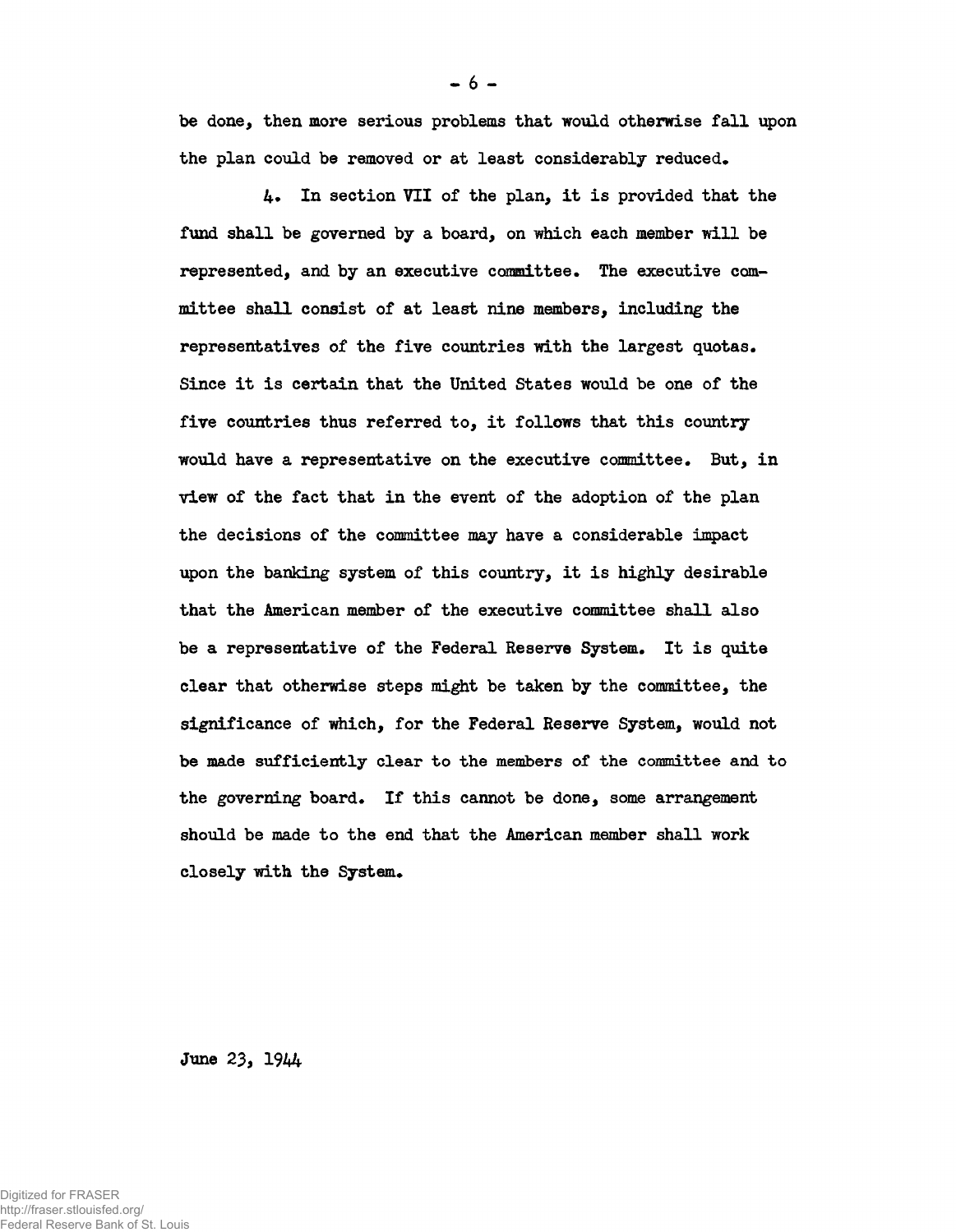be done, then more serious problems that would otherwise fall upon the plan could be removed or at least considerably reduced.

4. In section VII of the plan, it is provided that the fund shall be governed by a board, on which each member will be represented, and by an executive committee. The executive committee shall consist of at least nine members, including the representatives of the five countries with the largest quotas. Since it is certain that the United States would be one of the five countries thus referred to, it follows that this country would have a representative on the executive committee. But, in view of the fact that in the event of the adoption of the plan the decisions of the committee may have a considerable impact upon the banking system of this country, it is highly desirable that the American member of the executive committee shall also be a representative of the Federal Reserve System. It is quite clear that otherwise steps might be taken by the committee, the significance of which, for the Federal Reserve System, would not be made sufficiently clear to the members of the committee and to the governing board. If this cannot be done, some arrangement should be made to the end that the American member shall work closely with the System.

June 23, 1944